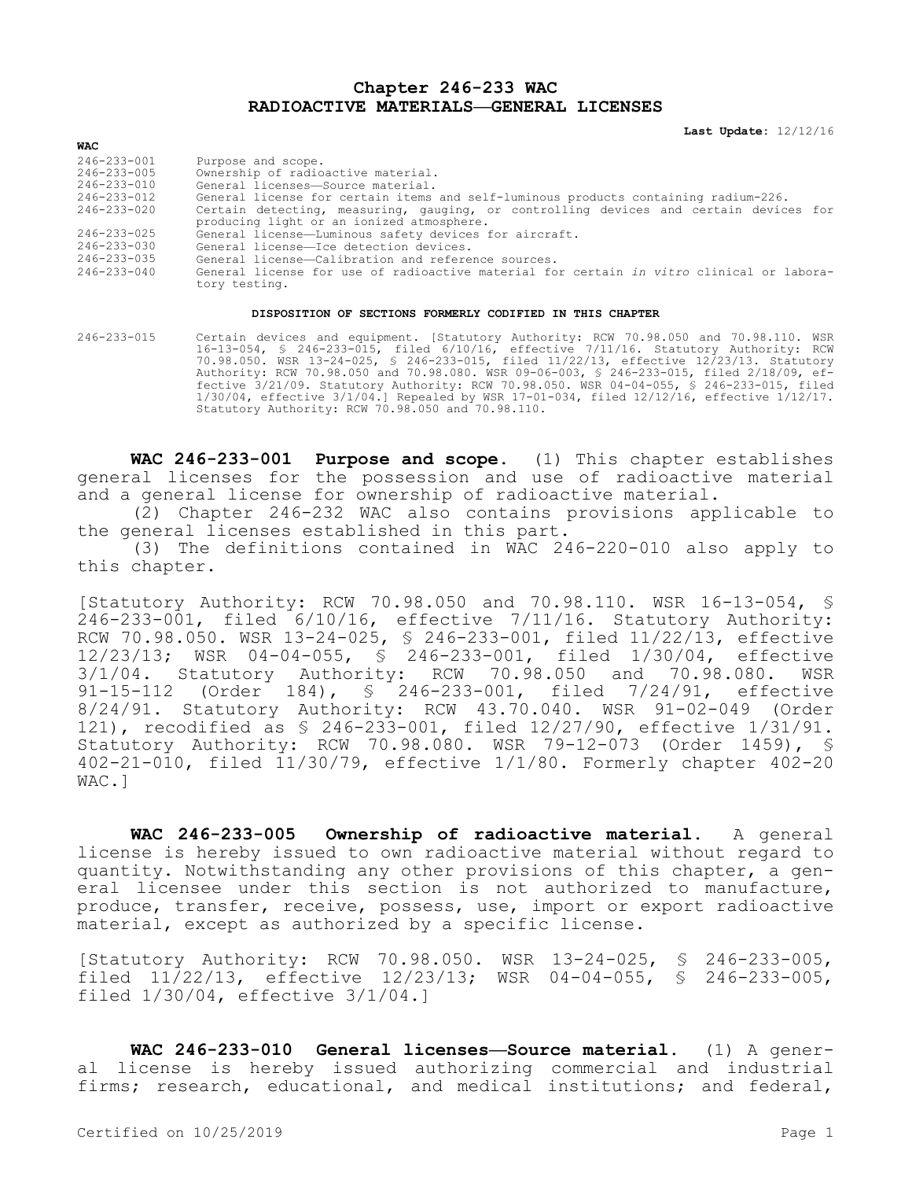# Chapter 246-233 WAC
# RADIOACTIVE MATERIALS—GENERAL LICENSES

**Last Update:** 12/12/16

**WAC**

| | |
|---|---|
| 246-233-001 | Purpose and scope. |
| 246-233-005 | Ownership of radioactive material. |
| 246-233-010 | General licenses—Source material. |
| 246-233-012 | General license for certain items and self-luminous products containing radium-226. |
| 246-233-020 | Certain detecting, measuring, gauging, or controlling devices and certain devices for producing light or an ionized atmosphere. |
| 246-233-025 | General license—Luminous safety devices for aircraft. |
| 246-233-030 | General license—Ice detection devices. |
| 246-233-035 | General license—Calibration and reference sources. |
| 246-233-040 | General license for use of radioactive material for certain *in vitro* clinical or laboratory testing. |

**DISPOSITION OF SECTIONS FORMERLY CODIFIED IN THIS CHAPTER**

246-233-015 Certain devices and equipment. [Statutory Authority: RCW 70.98.050 and 70.98.110. WSR 16-13-054, § 246-233-015, filed 6/10/16, effective 7/11/16. Statutory Authority: RCW 70.98.050. WSR 13-24-025, § 246-233-015, filed 11/22/13, effective 12/23/13. Statutory Authority: RCW 70.98.050 and 70.98.080. WSR 09-06-003, § 246-233-015, filed 2/18/09, effective 3/21/09. Statutory Authority: RCW 70.98.050. WSR 04-04-055, § 246-233-015, filed 1/30/04, effective 3/1/04.] Repealed by WSR 17-01-034, filed 12/12/16, effective 1/12/17. Statutory Authority: RCW 70.98.050 and 70.98.110.

**WAC 246-233-001 Purpose and scope.** (1) This chapter establishes general licenses for the possession and use of radioactive material and a general license for ownership of radioactive material.

(2) Chapter 246-232 WAC also contains provisions applicable to the general licenses established in this part.

(3) The definitions contained in WAC 246-220-010 also apply to this chapter.

[Statutory Authority: RCW 70.98.050 and 70.98.110. WSR 16-13-054, § 246-233-001, filed 6/10/16, effective 7/11/16. Statutory Authority: RCW 70.98.050. WSR 13-24-025, § 246-233-001, filed 11/22/13, effective 12/23/13; WSR 04-04-055, § 246-233-001, filed 1/30/04, effective 3/1/04. Statutory Authority: RCW 70.98.050 and 70.98.080. WSR 91-15-112 (Order 184), § 246-233-001, filed 7/24/91, effective 8/24/91. Statutory Authority: RCW 43.70.040. WSR 91-02-049 (Order 121), recodified as § 246-233-001, filed 12/27/90, effective 1/31/91. Statutory Authority: RCW 70.98.080. WSR 79-12-073 (Order 1459), § 402-21-010, filed 11/30/79, effective 1/1/80. Formerly chapter 402-20 WAC.]

**WAC 246-233-005 Ownership of radioactive material.** A general license is hereby issued to own radioactive material without regard to quantity. Notwithstanding any other provisions of this chapter, a general licensee under this section is not authorized to manufacture, produce, transfer, receive, possess, use, import or export radioactive material, except as authorized by a specific license.

[Statutory Authority: RCW 70.98.050. WSR 13-24-025, § 246-233-005, filed 11/22/13, effective 12/23/13; WSR 04-04-055, § 246-233-005, filed 1/30/04, effective 3/1/04.]

**WAC 246-233-010 General licenses—Source material.** (1) A general license is hereby issued authorizing commercial and industrial firms; research, educational, and medical institutions; and federal,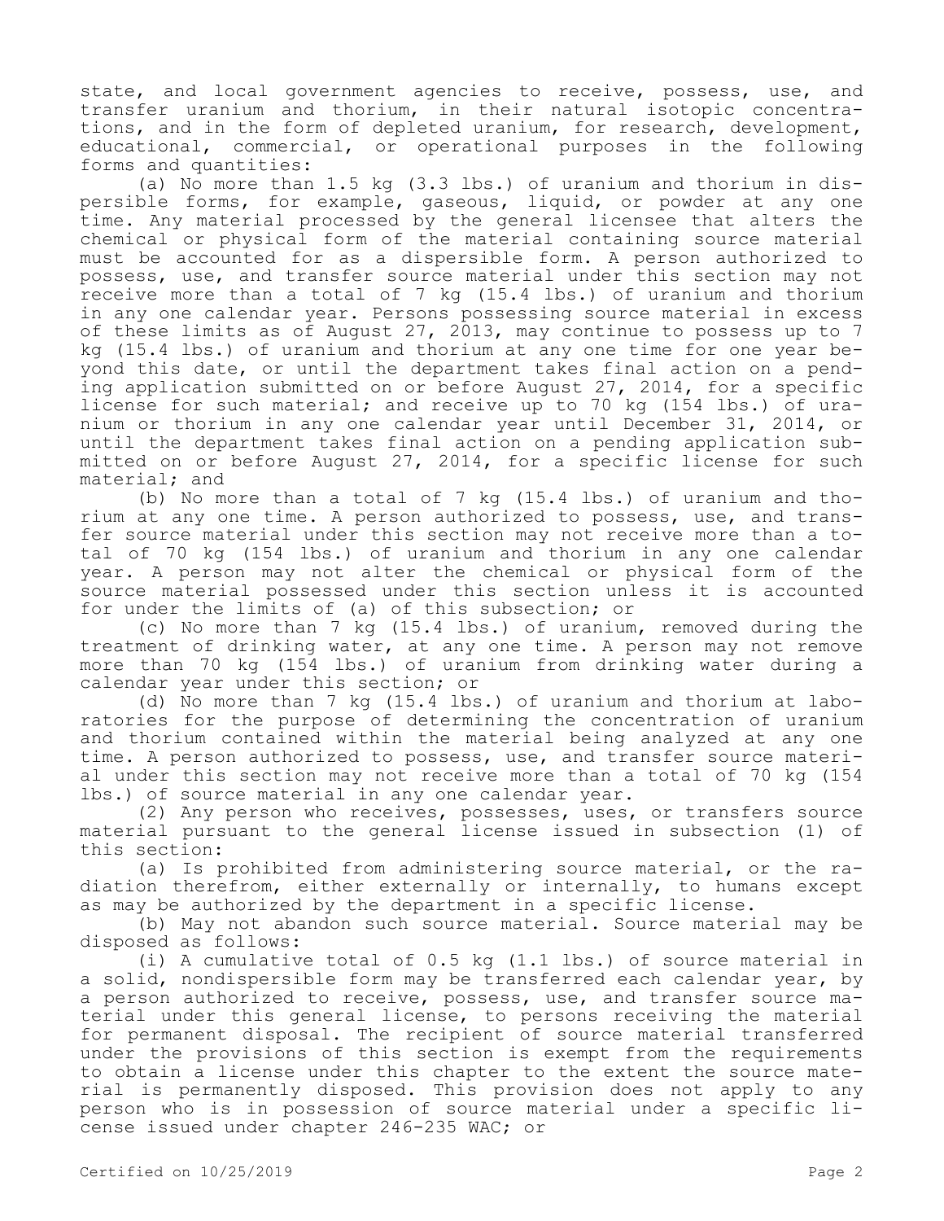state, and local government agencies to receive, possess, use, and transfer uranium and thorium, in their natural isotopic concentrations, and in the form of depleted uranium, for research, development, educational, commercial, or operational purposes in the following forms and quantities:

(a) No more than 1.5 kg (3.3 lbs.) of uranium and thorium in dispersible forms, for example, gaseous, liquid, or powder at any one time. Any material processed by the general licensee that alters the chemical or physical form of the material containing source material must be accounted for as a dispersible form. A person authorized to possess, use, and transfer source material under this section may not receive more than a total of 7 kg (15.4 lbs.) of uranium and thorium in any one calendar year. Persons possessing source material in excess of these limits as of August 27, 2013, may continue to possess up to 7 kg (15.4 lbs.) of uranium and thorium at any one time for one year beyond this date, or until the department takes final action on a pending application submitted on or before August 27, 2014, for a specific license for such material; and receive up to 70 kg (154 lbs.) of uranium or thorium in any one calendar year until December 31, 2014, or until the department takes final action on a pending application submitted on or before August 27, 2014, for a specific license for such material; and

(b) No more than a total of 7 kg (15.4 lbs.) of uranium and thorium at any one time. A person authorized to possess, use, and transfer source material under this section may not receive more than a total of 70 kg (154 lbs.) of uranium and thorium in any one calendar year. A person may not alter the chemical or physical form of the source material possessed under this section unless it is accounted for under the limits of (a) of this subsection; or

(c) No more than 7 kg (15.4 lbs.) of uranium, removed during the treatment of drinking water, at any one time. A person may not remove more than 70 kg (154 lbs.) of uranium from drinking water during a calendar year under this section; or

(d) No more than 7 kg (15.4 lbs.) of uranium and thorium at laboratories for the purpose of determining the concentration of uranium and thorium contained within the material being analyzed at any one time. A person authorized to possess, use, and transfer source material under this section may not receive more than a total of 70 kg (154 lbs.) of source material in any one calendar year.

(2) Any person who receives, possesses, uses, or transfers source material pursuant to the general license issued in subsection (1) of this section:

(a) Is prohibited from administering source material, or the radiation therefrom, either externally or internally, to humans except as may be authorized by the department in a specific license.

(b) May not abandon such source material. Source material may be disposed as follows:

(i) A cumulative total of 0.5 kg (1.1 lbs.) of source material in a solid, nondispersible form may be transferred each calendar year, by a person authorized to receive, possess, use, and transfer source material under this general license, to persons receiving the material for permanent disposal. The recipient of source material transferred under the provisions of this section is exempt from the requirements to obtain a license under this chapter to the extent the source material is permanently disposed. This provision does not apply to any person who is in possession of source material under a specific license issued under chapter 246-235 WAC; or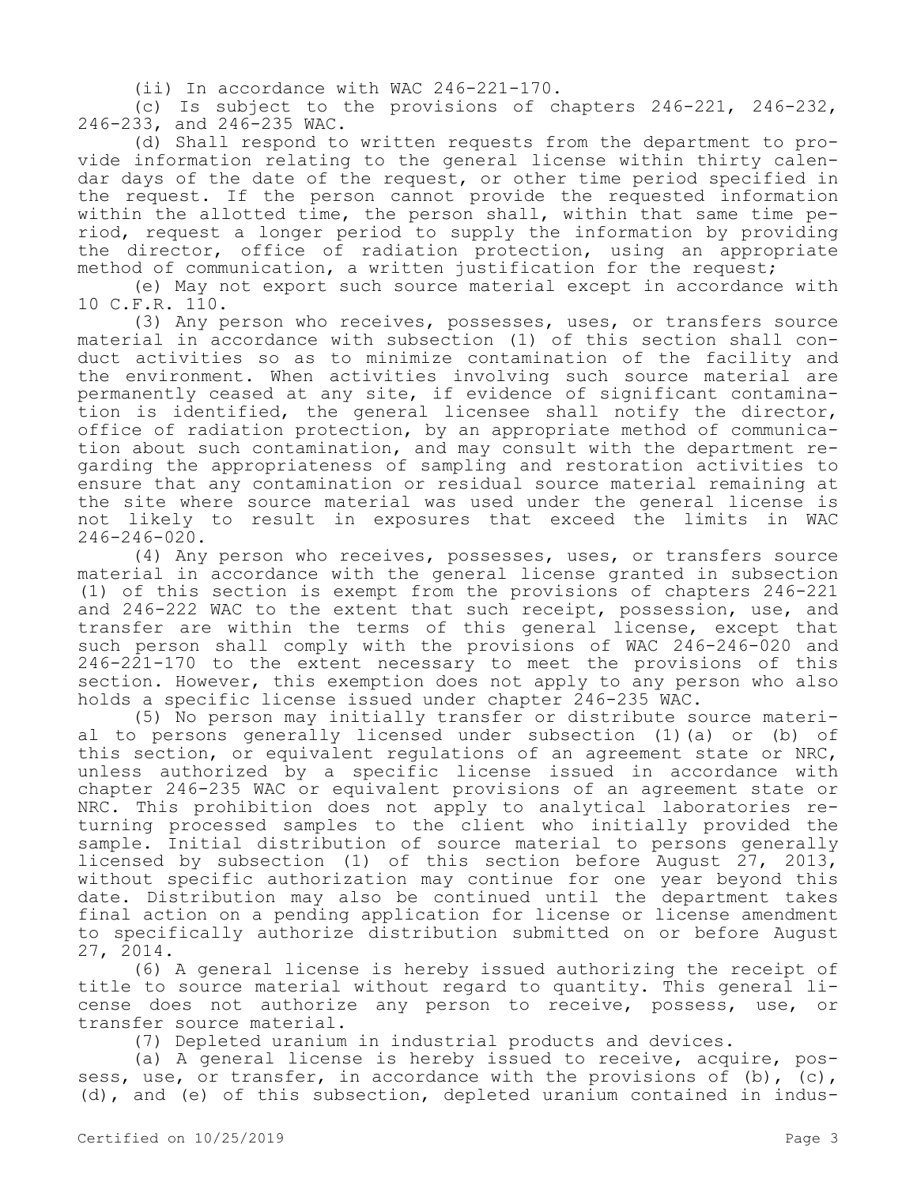(ii) In accordance with WAC 246-221-170.

(c) Is subject to the provisions of chapters 246-221, 246-232, 246-233, and 246-235 WAC.

(d) Shall respond to written requests from the department to provide information relating to the general license within thirty calendar days of the date of the request, or other time period specified in the request. If the person cannot provide the requested information within the allotted time, the person shall, within that same time period, request a longer period to supply the information by providing the director, office of radiation protection, using an appropriate method of communication, a written justification for the request;

(e) May not export such source material except in accordance with 10 C.F.R. 110.

(3) Any person who receives, possesses, uses, or transfers source material in accordance with subsection (1) of this section shall conduct activities so as to minimize contamination of the facility and the environment. When activities involving such source material are permanently ceased at any site, if evidence of significant contamination is identified, the general licensee shall notify the director, office of radiation protection, by an appropriate method of communication about such contamination, and may consult with the department regarding the appropriateness of sampling and restoration activities to ensure that any contamination or residual source material remaining at the site where source material was used under the general license is not likely to result in exposures that exceed the limits in WAC 246-246-020.

(4) Any person who receives, possesses, uses, or transfers source material in accordance with the general license granted in subsection (1) of this section is exempt from the provisions of chapters 246-221 and 246-222 WAC to the extent that such receipt, possession, use, and transfer are within the terms of this general license, except that such person shall comply with the provisions of WAC 246-246-020 and 246-221-170 to the extent necessary to meet the provisions of this section. However, this exemption does not apply to any person who also holds a specific license issued under chapter 246-235 WAC.

(5) No person may initially transfer or distribute source material to persons generally licensed under subsection (1)(a) or (b) of this section, or equivalent regulations of an agreement state or NRC, unless authorized by a specific license issued in accordance with chapter 246-235 WAC or equivalent provisions of an agreement state or NRC. This prohibition does not apply to analytical laboratories returning processed samples to the client who initially provided the sample. Initial distribution of source material to persons generally licensed by subsection (1) of this section before August 27, 2013, without specific authorization may continue for one year beyond this date. Distribution may also be continued until the department takes final action on a pending application for license or license amendment to specifically authorize distribution submitted on or before August 27, 2014.

(6) A general license is hereby issued authorizing the receipt of title to source material without regard to quantity. This general license does not authorize any person to receive, possess, use, or transfer source material.

(7) Depleted uranium in industrial products and devices.

(a) A general license is hereby issued to receive, acquire, possess, use, or transfer, in accordance with the provisions of (b), (c), (d), and (e) of this subsection, depleted uranium contained in indus-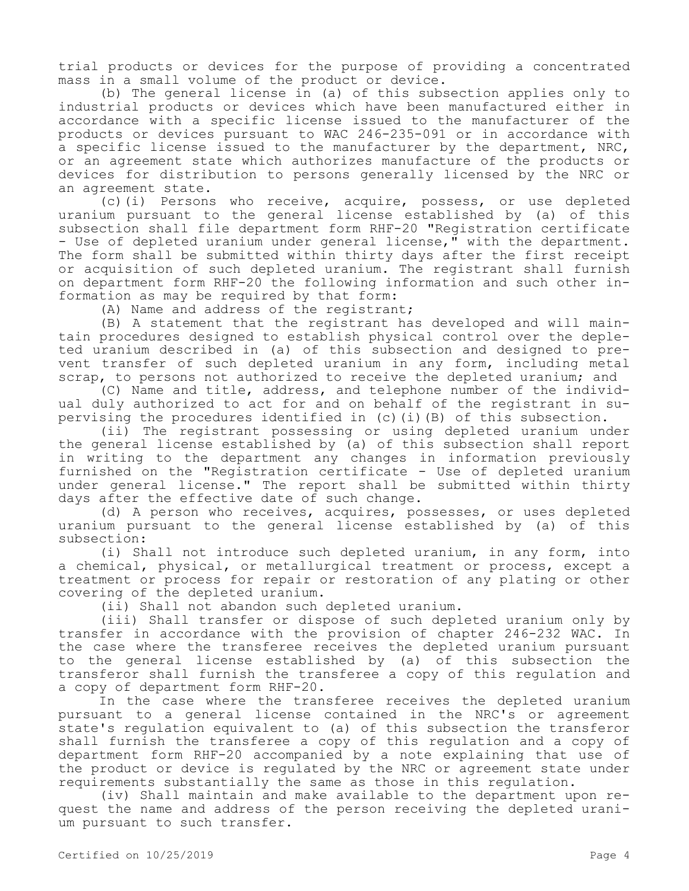trial products or devices for the purpose of providing a concentrated mass in a small volume of the product or device.

(b) The general license in (a) of this subsection applies only to industrial products or devices which have been manufactured either in accordance with a specific license issued to the manufacturer of the products or devices pursuant to WAC 246-235-091 or in accordance with a specific license issued to the manufacturer by the department, NRC, or an agreement state which authorizes manufacture of the products or devices for distribution to persons generally licensed by the NRC or an agreement state.

(c)(i) Persons who receive, acquire, possess, or use depleted uranium pursuant to the general license established by (a) of this subsection shall file department form RHF-20 "Registration certificate - Use of depleted uranium under general license," with the department. The form shall be submitted within thirty days after the first receipt or acquisition of such depleted uranium. The registrant shall furnish on department form RHF-20 the following information and such other information as may be required by that form:

(A) Name and address of the registrant;

(B) A statement that the registrant has developed and will maintain procedures designed to establish physical control over the depleted uranium described in (a) of this subsection and designed to prevent transfer of such depleted uranium in any form, including metal scrap, to persons not authorized to receive the depleted uranium; and

(C) Name and title, address, and telephone number of the individual duly authorized to act for and on behalf of the registrant in supervising the procedures identified in (c)(i)(B) of this subsection.

(ii) The registrant possessing or using depleted uranium under the general license established by (a) of this subsection shall report in writing to the department any changes in information previously furnished on the "Registration certificate - Use of depleted uranium under general license." The report shall be submitted within thirty days after the effective date of such change.

(d) A person who receives, acquires, possesses, or uses depleted uranium pursuant to the general license established by (a) of this subsection:

(i) Shall not introduce such depleted uranium, in any form, into a chemical, physical, or metallurgical treatment or process, except a treatment or process for repair or restoration of any plating or other covering of the depleted uranium.

(ii) Shall not abandon such depleted uranium.

(iii) Shall transfer or dispose of such depleted uranium only by transfer in accordance with the provision of chapter 246-232 WAC. In the case where the transferee receives the depleted uranium pursuant to the general license established by (a) of this subsection the transferor shall furnish the transferee a copy of this regulation and a copy of department form RHF-20.

In the case where the transferee receives the depleted uranium pursuant to a general license contained in the NRC's or agreement state's regulation equivalent to (a) of this subsection the transferor shall furnish the transferee a copy of this regulation and a copy of department form RHF-20 accompanied by a note explaining that use of the product or device is regulated by the NRC or agreement state under requirements substantially the same as those in this regulation.

(iv) Shall maintain and make available to the department upon request the name and address of the person receiving the depleted uranium pursuant to such transfer.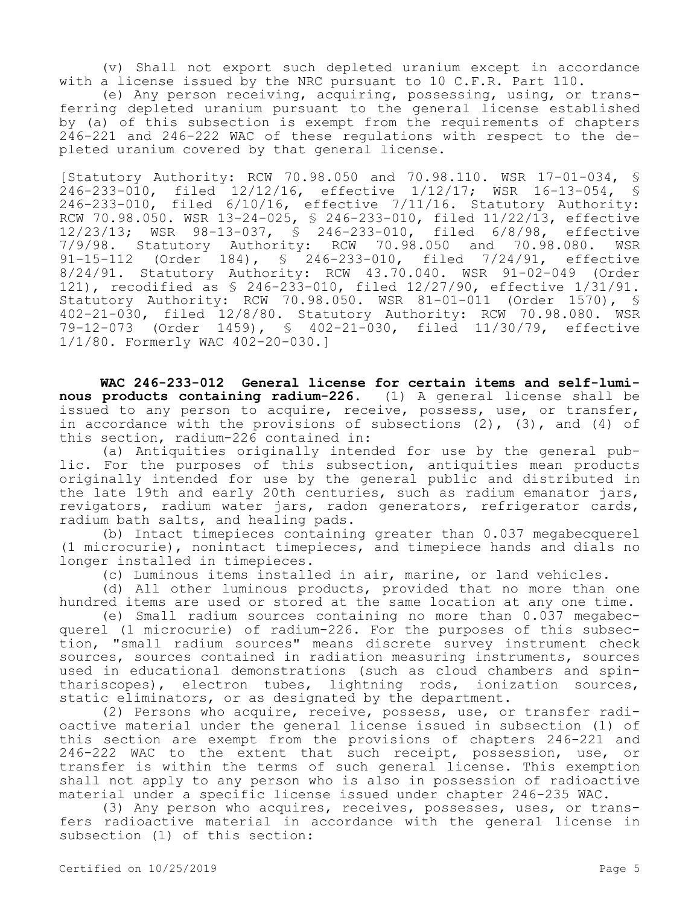(v) Shall not export such depleted uranium except in accordance with a license issued by the NRC pursuant to 10 C.F.R. Part 110.

(e) Any person receiving, acquiring, possessing, using, or transferring depleted uranium pursuant to the general license established by (a) of this subsection is exempt from the requirements of chapters 246-221 and 246-222 WAC of these regulations with respect to the depleted uranium covered by that general license.

[Statutory Authority: RCW 70.98.050 and 70.98.110. WSR 17-01-034, § 246-233-010, filed 12/12/16, effective 1/12/17; WSR 16-13-054, § 246-233-010, filed 6/10/16, effective 7/11/16. Statutory Authority: RCW 70.98.050. WSR 13-24-025, § 246-233-010, filed 11/22/13, effective 12/23/13; WSR 98-13-037, § 246-233-010, filed 6/8/98, effective 7/9/98. Statutory Authority: RCW 70.98.050 and 70.98.080. WSR 91-15-112 (Order 184), § 246-233-010, filed 7/24/91, effective 8/24/91. Statutory Authority: RCW 43.70.040. WSR 91-02-049 (Order 121), recodified as § 246-233-010, filed 12/27/90, effective 1/31/91. Statutory Authority: RCW 70.98.050. WSR 81-01-011 (Order 1570), § 402-21-030, filed 12/8/80. Statutory Authority: RCW 70.98.080. WSR 79-12-073 (Order 1459), § 402-21-030, filed 11/30/79, effective 1/1/80. Formerly WAC 402-20-030.]

**WAC 246-233-012 General license for certain items and self-luminous products containing radium-226.** (1) A general license shall be issued to any person to acquire, receive, possess, use, or transfer, in accordance with the provisions of subsections (2), (3), and (4) of this section, radium-226 contained in:

(a) Antiquities originally intended for use by the general public. For the purposes of this subsection, antiquities mean products originally intended for use by the general public and distributed in the late 19th and early 20th centuries, such as radium emanator jars, revigators, radium water jars, radon generators, refrigerator cards, radium bath salts, and healing pads.

(b) Intact timepieces containing greater than 0.037 megabecquerel (1 microcurie), nonintact timepieces, and timepiece hands and dials no longer installed in timepieces.

(c) Luminous items installed in air, marine, or land vehicles.

(d) All other luminous products, provided that no more than one hundred items are used or stored at the same location at any one time.

(e) Small radium sources containing no more than 0.037 megabecquerel (1 microcurie) of radium-226. For the purposes of this subsection, "small radium sources" means discrete survey instrument check sources, sources contained in radiation measuring instruments, sources used in educational demonstrations (such as cloud chambers and spinthariscopes), electron tubes, lightning rods, ionization sources, static eliminators, or as designated by the department.

(2) Persons who acquire, receive, possess, use, or transfer radioactive material under the general license issued in subsection (1) of this section are exempt from the provisions of chapters 246-221 and 246-222 WAC to the extent that such receipt, possession, use, or transfer is within the terms of such general license. This exemption shall not apply to any person who is also in possession of radioactive material under a specific license issued under chapter 246-235 WAC.

(3) Any person who acquires, receives, possesses, uses, or transfers radioactive material in accordance with the general license in subsection (1) of this section: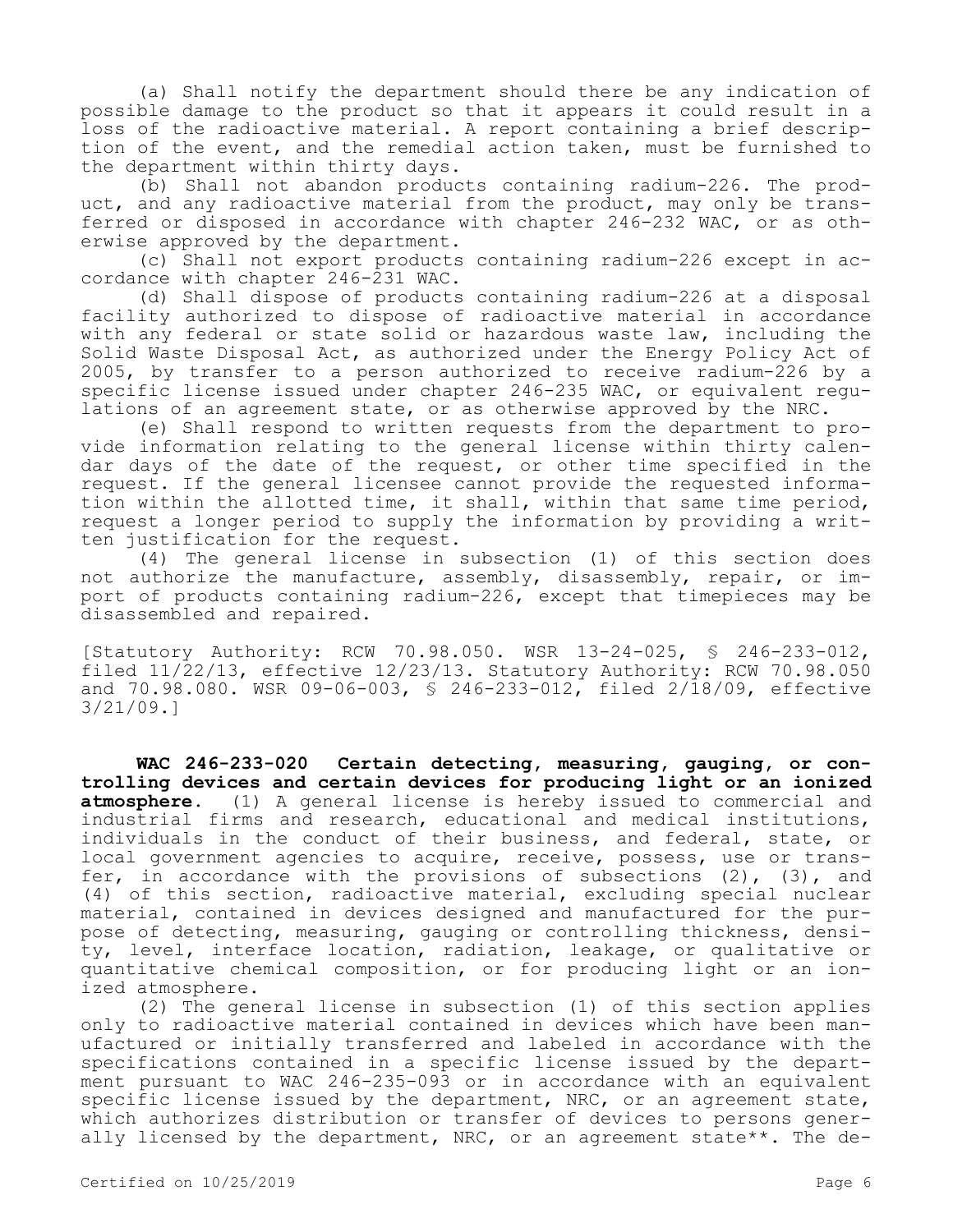(a) Shall notify the department should there be any indication of possible damage to the product so that it appears it could result in a loss of the radioactive material. A report containing a brief description of the event, and the remedial action taken, must be furnished to the department within thirty days.

(b) Shall not abandon products containing radium-226. The product, and any radioactive material from the product, may only be transferred or disposed in accordance with chapter 246-232 WAC, or as otherwise approved by the department.

(c) Shall not export products containing radium-226 except in accordance with chapter 246-231 WAC.

(d) Shall dispose of products containing radium-226 at a disposal facility authorized to dispose of radioactive material in accordance with any federal or state solid or hazardous waste law, including the Solid Waste Disposal Act, as authorized under the Energy Policy Act of 2005, by transfer to a person authorized to receive radium-226 by a specific license issued under chapter 246-235 WAC, or equivalent regulations of an agreement state, or as otherwise approved by the NRC.

(e) Shall respond to written requests from the department to provide information relating to the general license within thirty calendar days of the date of the request, or other time specified in the request. If the general licensee cannot provide the requested information within the allotted time, it shall, within that same time period, request a longer period to supply the information by providing a written justification for the request.

(4) The general license in subsection (1) of this section does not authorize the manufacture, assembly, disassembly, repair, or import of products containing radium-226, except that timepieces may be disassembled and repaired.

[Statutory Authority: RCW 70.98.050. WSR 13-24-025, § 246-233-012, filed 11/22/13, effective 12/23/13. Statutory Authority: RCW 70.98.050 and 70.98.080. WSR 09-06-003, § 246-233-012, filed 2/18/09, effective 3/21/09.]

**WAC 246-233-020 Certain detecting, measuring, gauging, or controlling devices and certain devices for producing light or an ionized atmosphere.** (1) A general license is hereby issued to commercial and industrial firms and research, educational and medical institutions, individuals in the conduct of their business, and federal, state, or local government agencies to acquire, receive, possess, use or transfer, in accordance with the provisions of subsections (2), (3), and (4) of this section, radioactive material, excluding special nuclear material, contained in devices designed and manufactured for the purpose of detecting, measuring, gauging or controlling thickness, density, level, interface location, radiation, leakage, or qualitative or quantitative chemical composition, or for producing light or an ionized atmosphere.

(2) The general license in subsection (1) of this section applies only to radioactive material contained in devices which have been manufactured or initially transferred and labeled in accordance with the specifications contained in a specific license issued by the department pursuant to WAC 246-235-093 or in accordance with an equivalent specific license issued by the department, NRC, or an agreement state, which authorizes distribution or transfer of devices to persons generally licensed by the department, NRC, or an agreement state**. The de-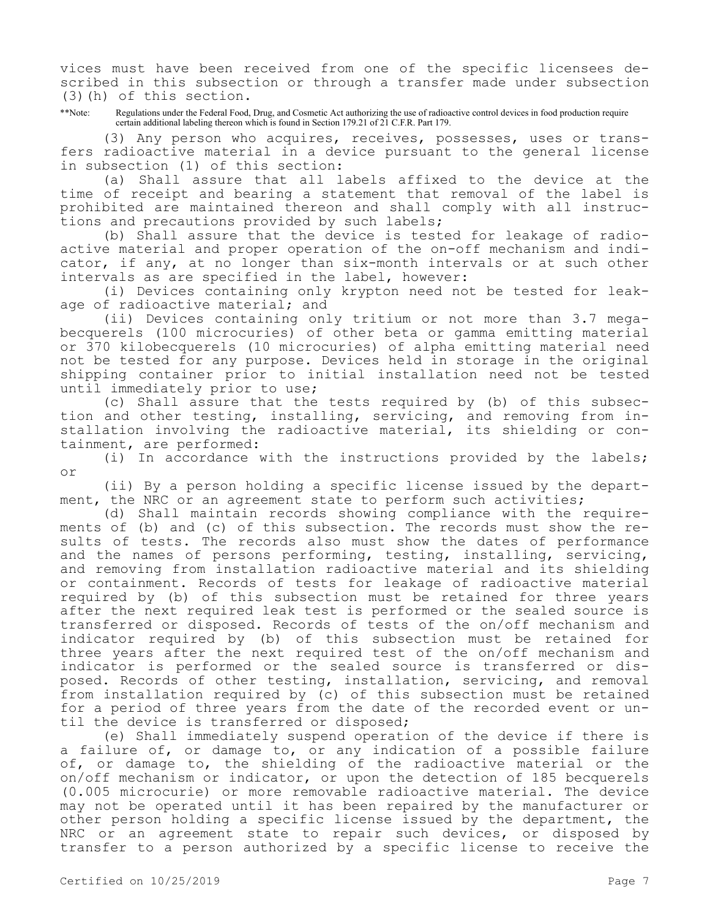vices must have been received from one of the specific licensees described in this subsection or through a transfer made under subsection (3)(h) of this section.

**Note: Regulations under the Federal Food, Drug, and Cosmetic Act authorizing the use of radioactive control devices in food production require certain additional labeling thereon which is found in Section 179.21 of 21 C.F.R. Part 179.

(3) Any person who acquires, receives, possesses, uses or transfers radioactive material in a device pursuant to the general license in subsection (1) of this section:

(a) Shall assure that all labels affixed to the device at the time of receipt and bearing a statement that removal of the label is prohibited are maintained thereon and shall comply with all instructions and precautions provided by such labels;

(b) Shall assure that the device is tested for leakage of radioactive material and proper operation of the on-off mechanism and indicator, if any, at no longer than six-month intervals or at such other intervals as are specified in the label, however:

(i) Devices containing only krypton need not be tested for leakage of radioactive material; and

(ii) Devices containing only tritium or not more than 3.7 megabecquerels (100 microcuries) of other beta or gamma emitting material or 370 kilobecquerels (10 microcuries) of alpha emitting material need not be tested for any purpose. Devices held in storage in the original shipping container prior to initial installation need not be tested until immediately prior to use;

(c) Shall assure that the tests required by (b) of this subsection and other testing, installing, servicing, and removing from installation involving the radioactive material, its shielding or containment, are performed:

(i) In accordance with the instructions provided by the labels; or

(ii) By a person holding a specific license issued by the department, the NRC or an agreement state to perform such activities;

(d) Shall maintain records showing compliance with the requirements of (b) and (c) of this subsection. The records must show the results of tests. The records also must show the dates of performance and the names of persons performing, testing, installing, servicing, and removing from installation radioactive material and its shielding or containment. Records of tests for leakage of radioactive material required by (b) of this subsection must be retained for three years after the next required leak test is performed or the sealed source is transferred or disposed. Records of tests of the on/off mechanism and indicator required by (b) of this subsection must be retained for three years after the next required test of the on/off mechanism and indicator is performed or the sealed source is transferred or disposed. Records of other testing, installation, servicing, and removal from installation required by (c) of this subsection must be retained for a period of three years from the date of the recorded event or until the device is transferred or disposed;

(e) Shall immediately suspend operation of the device if there is a failure of, or damage to, or any indication of a possible failure of, or damage to, the shielding of the radioactive material or the on/off mechanism or indicator, or upon the detection of 185 becquerels (0.005 microcurie) or more removable radioactive material. The device may not be operated until it has been repaired by the manufacturer or other person holding a specific license issued by the department, the NRC or an agreement state to repair such devices, or disposed by transfer to a person authorized by a specific license to receive the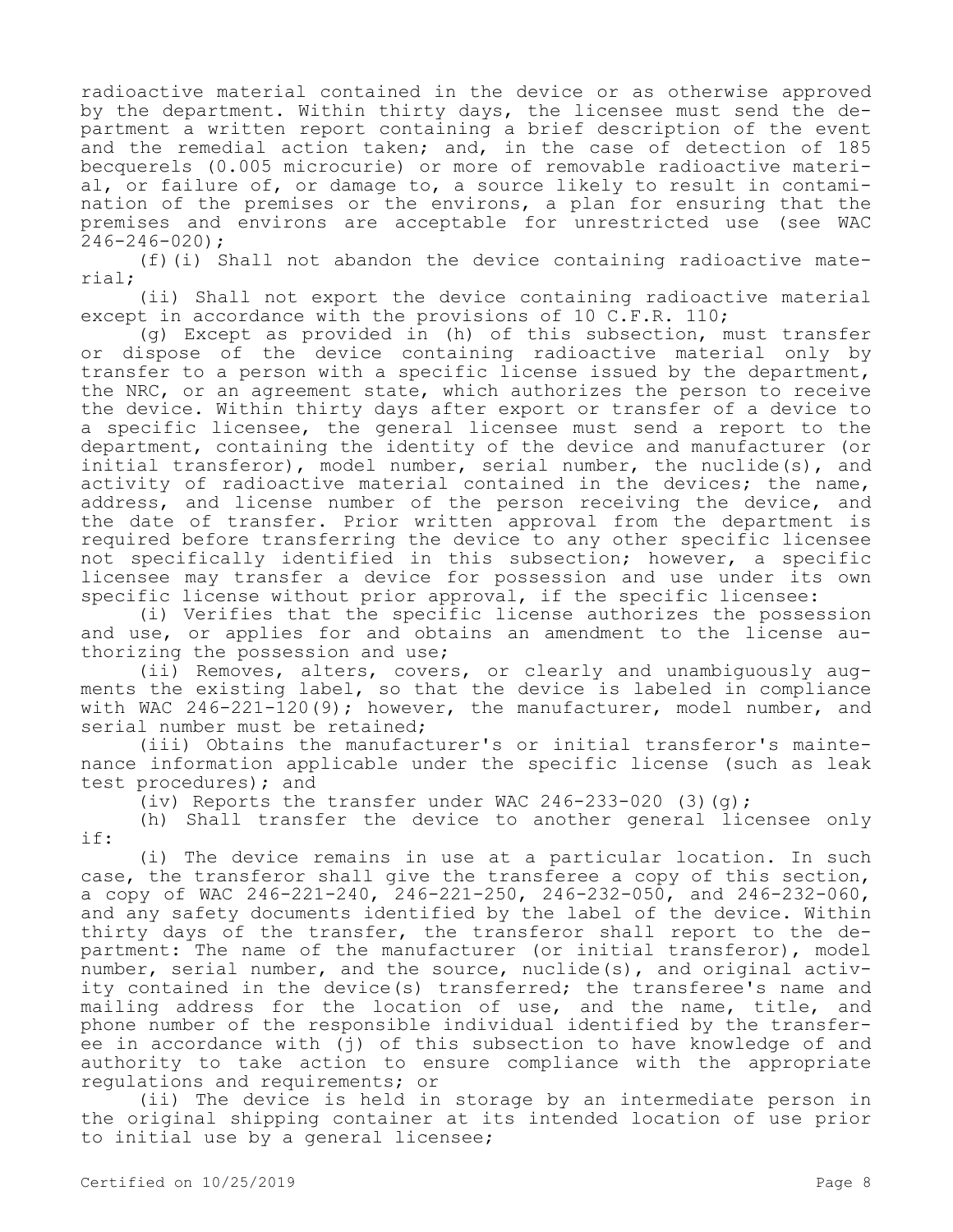radioactive material contained in the device or as otherwise approved by the department. Within thirty days, the licensee must send the department a written report containing a brief description of the event and the remedial action taken; and, in the case of detection of 185 becquerels (0.005 microcurie) or more of removable radioactive material, or failure of, or damage to, a source likely to result in contamination of the premises or the environs, a plan for ensuring that the premises and environs are acceptable for unrestricted use (see WAC 246-246-020);

(f)(i) Shall not abandon the device containing radioactive material;

(ii) Shall not export the device containing radioactive material except in accordance with the provisions of 10 C.F.R. 110;

(g) Except as provided in (h) of this subsection, must transfer or dispose of the device containing radioactive material only by transfer to a person with a specific license issued by the department, the NRC, or an agreement state, which authorizes the person to receive the device. Within thirty days after export or transfer of a device to a specific licensee, the general licensee must send a report to the department, containing the identity of the device and manufacturer (or initial transferor), model number, serial number, the nuclide(s), and activity of radioactive material contained in the devices; the name, address, and license number of the person receiving the device, and the date of transfer. Prior written approval from the department is required before transferring the device to any other specific licensee not specifically identified in this subsection; however, a specific licensee may transfer a device for possession and use under its own specific license without prior approval, if the specific licensee:

(i) Verifies that the specific license authorizes the possession and use, or applies for and obtains an amendment to the license authorizing the possession and use;

(ii) Removes, alters, covers, or clearly and unambiguously augments the existing label, so that the device is labeled in compliance with WAC 246-221-120(9); however, the manufacturer, model number, and serial number must be retained;

(iii) Obtains the manufacturer's or initial transferor's maintenance information applicable under the specific license (such as leak test procedures); and

(iv) Reports the transfer under WAC 246-233-020 (3)(g);

(h) Shall transfer the device to another general licensee only if:

(i) The device remains in use at a particular location. In such case, the transferor shall give the transferee a copy of this section, a copy of WAC 246-221-240, 246-221-250, 246-232-050, and 246-232-060, and any safety documents identified by the label of the device. Within thirty days of the transfer, the transferor shall report to the department: The name of the manufacturer (or initial transferor), model number, serial number, and the source, nuclide(s), and original activity contained in the device(s) transferred; the transferee's name and mailing address for the location of use, and the name, title, and phone number of the responsible individual identified by the transferee in accordance with (j) of this subsection to have knowledge of and authority to take action to ensure compliance with the appropriate regulations and requirements; or

(ii) The device is held in storage by an intermediate person in the original shipping container at its intended location of use prior to initial use by a general licensee;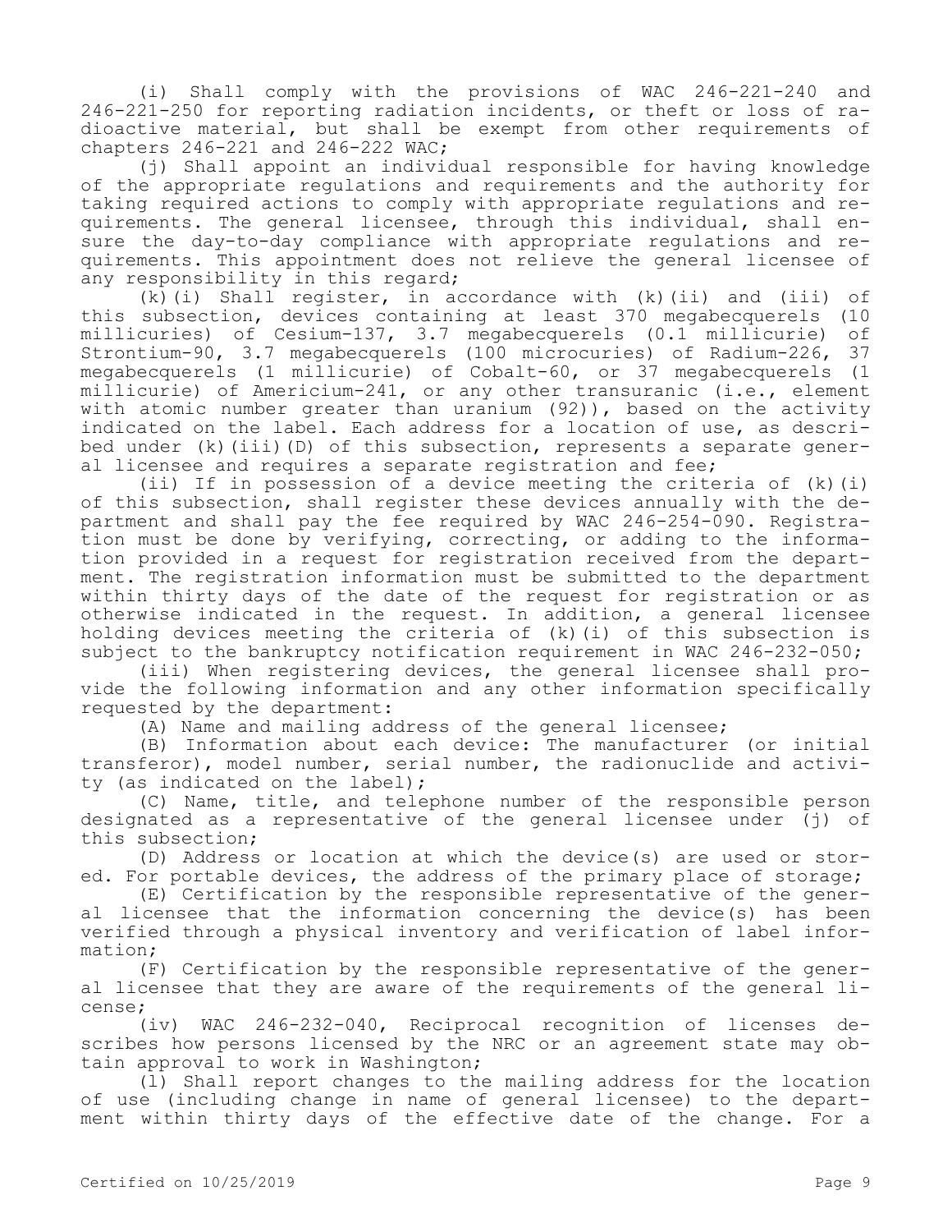(i) Shall comply with the provisions of WAC 246-221-240 and 246-221-250 for reporting radiation incidents, or theft or loss of radioactive material, but shall be exempt from other requirements of chapters 246-221 and 246-222 WAC;

(j) Shall appoint an individual responsible for having knowledge of the appropriate regulations and requirements and the authority for taking required actions to comply with appropriate regulations and requirements. The general licensee, through this individual, shall ensure the day-to-day compliance with appropriate regulations and requirements. This appointment does not relieve the general licensee of any responsibility in this regard;

(k)(i) Shall register, in accordance with (k)(ii) and (iii) of this subsection, devices containing at least 370 megabecquerels (10 millicuries) of Cesium-137, 3.7 megabecquerels (0.1 millicurie) of Strontium-90, 3.7 megabecquerels (100 microcuries) of Radium-226, 37 megabecquerels (1 millicurie) of Cobalt-60, or 37 megabecquerels (1 millicurie) of Americium-241, or any other transuranic (i.e., element with atomic number greater than uranium (92)), based on the activity indicated on the label. Each address for a location of use, as described under (k)(iii)(D) of this subsection, represents a separate general licensee and requires a separate registration and fee;

(ii) If in possession of a device meeting the criteria of (k)(i) of this subsection, shall register these devices annually with the department and shall pay the fee required by WAC 246-254-090. Registration must be done by verifying, correcting, or adding to the information provided in a request for registration received from the department. The registration information must be submitted to the department within thirty days of the date of the request for registration or as otherwise indicated in the request. In addition, a general licensee holding devices meeting the criteria of (k)(i) of this subsection is subject to the bankruptcy notification requirement in WAC 246-232-050;

(iii) When registering devices, the general licensee shall provide the following information and any other information specifically requested by the department:

(A) Name and mailing address of the general licensee;

(B) Information about each device: The manufacturer (or initial transferor), model number, serial number, the radionuclide and activity (as indicated on the label);

(C) Name, title, and telephone number of the responsible person designated as a representative of the general licensee under (j) of this subsection;

(D) Address or location at which the device(s) are used or stored. For portable devices, the address of the primary place of storage;

(E) Certification by the responsible representative of the general licensee that the information concerning the device(s) has been verified through a physical inventory and verification of label information;

(F) Certification by the responsible representative of the general licensee that they are aware of the requirements of the general license;

(iv) WAC 246-232-040, Reciprocal recognition of licenses describes how persons licensed by the NRC or an agreement state may obtain approval to work in Washington;

(l) Shall report changes to the mailing address for the location of use (including change in name of general licensee) to the department within thirty days of the effective date of the change. For a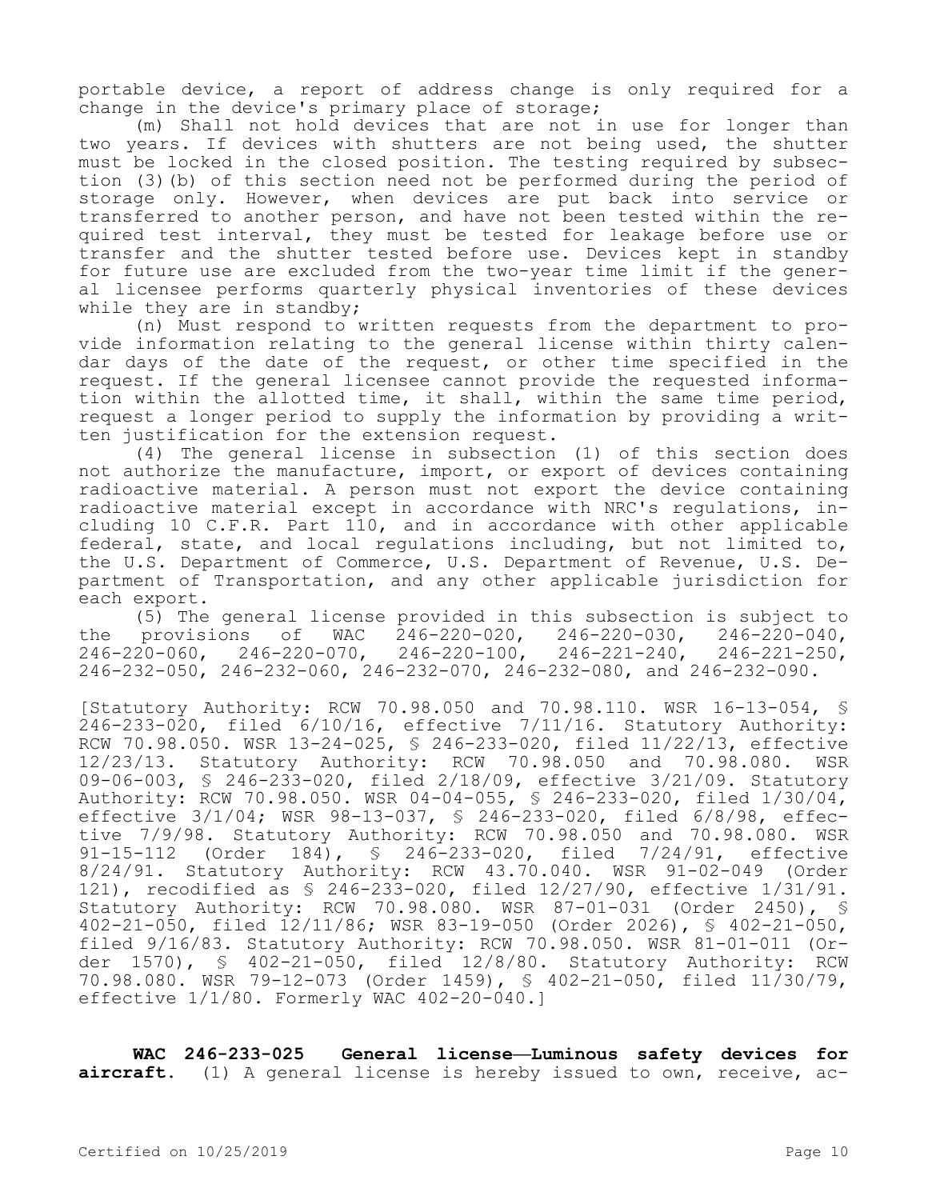portable device, a report of address change is only required for a change in the device's primary place of storage;

(m) Shall not hold devices that are not in use for longer than two years. If devices with shutters are not being used, the shutter must be locked in the closed position. The testing required by subsection (3)(b) of this section need not be performed during the period of storage only. However, when devices are put back into service or transferred to another person, and have not been tested within the required test interval, they must be tested for leakage before use or transfer and the shutter tested before use. Devices kept in standby for future use are excluded from the two-year time limit if the general licensee performs quarterly physical inventories of these devices while they are in standby;

(n) Must respond to written requests from the department to provide information relating to the general license within thirty calendar days of the date of the request, or other time specified in the request. If the general licensee cannot provide the requested information within the allotted time, it shall, within the same time period, request a longer period to supply the information by providing a written justification for the extension request.

(4) The general license in subsection (1) of this section does not authorize the manufacture, import, or export of devices containing radioactive material. A person must not export the device containing radioactive material except in accordance with NRC's regulations, including 10 C.F.R. Part 110, and in accordance with other applicable federal, state, and local regulations including, but not limited to, the U.S. Department of Commerce, U.S. Department of Revenue, U.S. Department of Transportation, and any other applicable jurisdiction for each export.

(5) The general license provided in this subsection is subject to the provisions of WAC 246-220-020, 246-220-030, 246-220-040, 246-220-060, 246-220-070, 246-220-100, 246-221-240, 246-221-250, 246-232-050, 246-232-060, 246-232-070, 246-232-080, and 246-232-090.

[Statutory Authority: RCW 70.98.050 and 70.98.110. WSR 16-13-054, § 246-233-020, filed 6/10/16, effective 7/11/16. Statutory Authority: RCW 70.98.050. WSR 13-24-025, § 246-233-020, filed 11/22/13, effective 12/23/13. Statutory Authority: RCW 70.98.050 and 70.98.080. WSR 09-06-003, § 246-233-020, filed 2/18/09, effective 3/21/09. Statutory Authority: RCW 70.98.050. WSR 04-04-055, § 246-233-020, filed 1/30/04, effective 3/1/04; WSR 98-13-037, § 246-233-020, filed 6/8/98, effective 7/9/98. Statutory Authority: RCW 70.98.050 and 70.98.080. WSR 91-15-112 (Order 184), § 246-233-020, filed 7/24/91, effective 8/24/91. Statutory Authority: RCW 43.70.040. WSR 91-02-049 (Order 121), recodified as § 246-233-020, filed 12/27/90, effective 1/31/91. Statutory Authority: RCW 70.98.080. WSR 87-01-031 (Order 2450), § 402-21-050, filed 12/11/86; WSR 83-19-050 (Order 2026), § 402-21-050, filed 9/16/83. Statutory Authority: RCW 70.98.050. WSR 81-01-011 (Order 1570), § 402-21-050, filed 12/8/80. Statutory Authority: RCW 70.98.080. WSR 79-12-073 (Order 1459), § 402-21-050, filed 11/30/79, effective 1/1/80. Formerly WAC 402-20-040.]

**WAC 246-233-025 General license—Luminous safety devices for aircraft.** (1) A general license is hereby issued to own, receive, ac-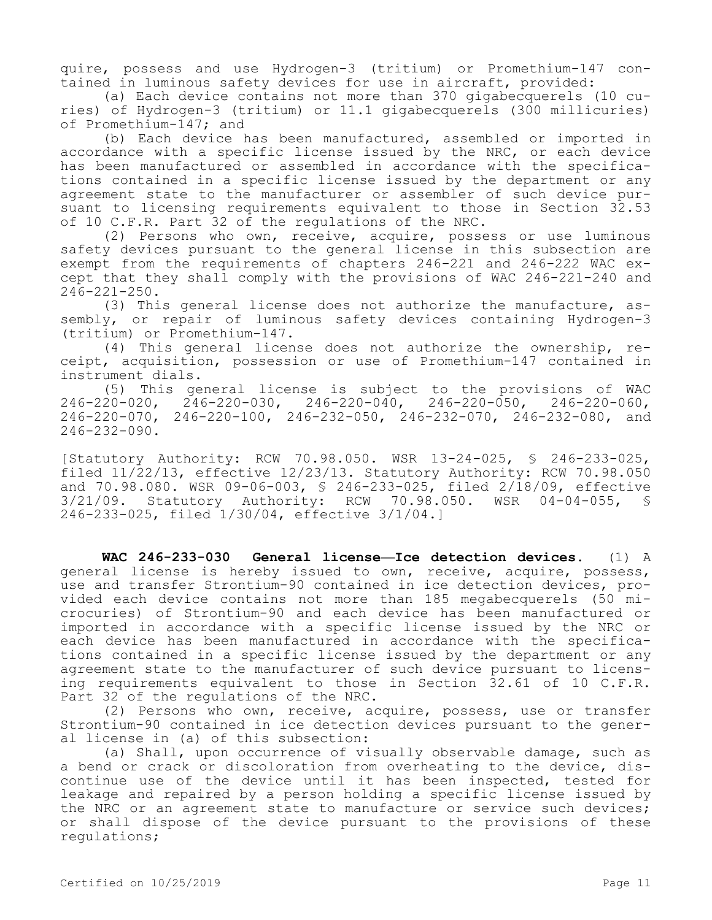quire, possess and use Hydrogen-3 (tritium) or Promethium-147 contained in luminous safety devices for use in aircraft, provided:

(a) Each device contains not more than 370 gigabecquerels (10 curies) of Hydrogen-3 (tritium) or 11.1 gigabecquerels (300 millicuries) of Promethium-147; and

(b) Each device has been manufactured, assembled or imported in accordance with a specific license issued by the NRC, or each device has been manufactured or assembled in accordance with the specifications contained in a specific license issued by the department or any agreement state to the manufacturer or assembler of such device pursuant to licensing requirements equivalent to those in Section 32.53 of 10 C.F.R. Part 32 of the regulations of the NRC.

(2) Persons who own, receive, acquire, possess or use luminous safety devices pursuant to the general license in this subsection are exempt from the requirements of chapters 246-221 and 246-222 WAC except that they shall comply with the provisions of WAC 246-221-240 and 246-221-250.

(3) This general license does not authorize the manufacture, assembly, or repair of luminous safety devices containing Hydrogen-3 (tritium) or Promethium-147.

(4) This general license does not authorize the ownership, receipt, acquisition, possession or use of Promethium-147 contained in instrument dials.

(5) This general license is subject to the provisions of WAC 246-220-020, 246-220-030, 246-220-040, 246-220-050, 246-220-060, 246-220-070, 246-220-100, 246-232-050, 246-232-070, 246-232-080, and 246-232-090.

[Statutory Authority: RCW 70.98.050. WSR 13-24-025, § 246-233-025, filed 11/22/13, effective 12/23/13. Statutory Authority: RCW 70.98.050 and 70.98.080. WSR 09-06-003, § 246-233-025, filed 2/18/09, effective 3/21/09. Statutory Authority: RCW 70.98.050. WSR 04-04-055, § 246-233-025, filed 1/30/04, effective 3/1/04.]

**WAC 246-233-030 General license—Ice detection devices.** (1) A general license is hereby issued to own, receive, acquire, possess, use and transfer Strontium-90 contained in ice detection devices, provided each device contains not more than 185 megabecquerels (50 microcuries) of Strontium-90 and each device has been manufactured or imported in accordance with a specific license issued by the NRC or each device has been manufactured in accordance with the specifications contained in a specific license issued by the department or any agreement state to the manufacturer of such device pursuant to licensing requirements equivalent to those in Section 32.61 of 10 C.F.R. Part 32 of the regulations of the NRC.

(2) Persons who own, receive, acquire, possess, use or transfer Strontium-90 contained in ice detection devices pursuant to the general license in (a) of this subsection:

(a) Shall, upon occurrence of visually observable damage, such as a bend or crack or discoloration from overheating to the device, discontinue use of the device until it has been inspected, tested for leakage and repaired by a person holding a specific license issued by the NRC or an agreement state to manufacture or service such devices; or shall dispose of the device pursuant to the provisions of these regulations;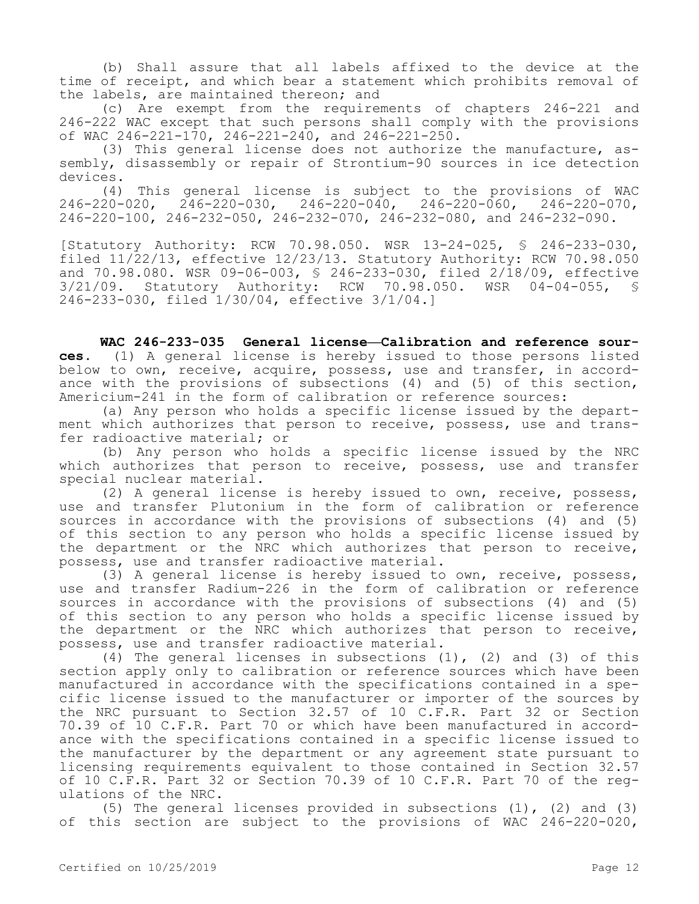(b) Shall assure that all labels affixed to the device at the time of receipt, and which bear a statement which prohibits removal of the labels, are maintained thereon; and

(c) Are exempt from the requirements of chapters 246-221 and 246-222 WAC except that such persons shall comply with the provisions of WAC 246-221-170, 246-221-240, and 246-221-250.

(3) This general license does not authorize the manufacture, assembly, disassembly or repair of Strontium-90 sources in ice detection devices.

(4) This general license is subject to the provisions of WAC 246-220-020, 246-220-030, 246-220-040, 246-220-060, 246-220-070, 246-220-100, 246-232-050, 246-232-070, 246-232-080, and 246-232-090.

[Statutory Authority: RCW 70.98.050. WSR 13-24-025, § 246-233-030, filed 11/22/13, effective 12/23/13. Statutory Authority: RCW 70.98.050 and 70.98.080. WSR 09-06-003, § 246-233-030, filed 2/18/09, effective 3/21/09. Statutory Authority: RCW 70.98.050. WSR 04-04-055, § 246-233-030, filed 1/30/04, effective 3/1/04.]

**WAC 246-233-035 General license—Calibration and reference sources.** (1) A general license is hereby issued to those persons listed below to own, receive, acquire, possess, use and transfer, in accordance with the provisions of subsections (4) and (5) of this section, Americium-241 in the form of calibration or reference sources:

(a) Any person who holds a specific license issued by the department which authorizes that person to receive, possess, use and transfer radioactive material; or

(b) Any person who holds a specific license issued by the NRC which authorizes that person to receive, possess, use and transfer special nuclear material.

(2) A general license is hereby issued to own, receive, possess, use and transfer Plutonium in the form of calibration or reference sources in accordance with the provisions of subsections (4) and (5) of this section to any person who holds a specific license issued by the department or the NRC which authorizes that person to receive, possess, use and transfer radioactive material.

(3) A general license is hereby issued to own, receive, possess, use and transfer Radium-226 in the form of calibration or reference sources in accordance with the provisions of subsections (4) and (5) of this section to any person who holds a specific license issued by the department or the NRC which authorizes that person to receive, possess, use and transfer radioactive material.

(4) The general licenses in subsections (1), (2) and (3) of this section apply only to calibration or reference sources which have been manufactured in accordance with the specifications contained in a specific license issued to the manufacturer or importer of the sources by the NRC pursuant to Section 32.57 of 10 C.F.R. Part 32 or Section 70.39 of 10 C.F.R. Part 70 or which have been manufactured in accordance with the specifications contained in a specific license issued to the manufacturer by the department or any agreement state pursuant to licensing requirements equivalent to those contained in Section 32.57 of 10 C.F.R. Part 32 or Section 70.39 of 10 C.F.R. Part 70 of the regulations of the NRC.

(5) The general licenses provided in subsections (1), (2) and (3) of this section are subject to the provisions of WAC 246-220-020,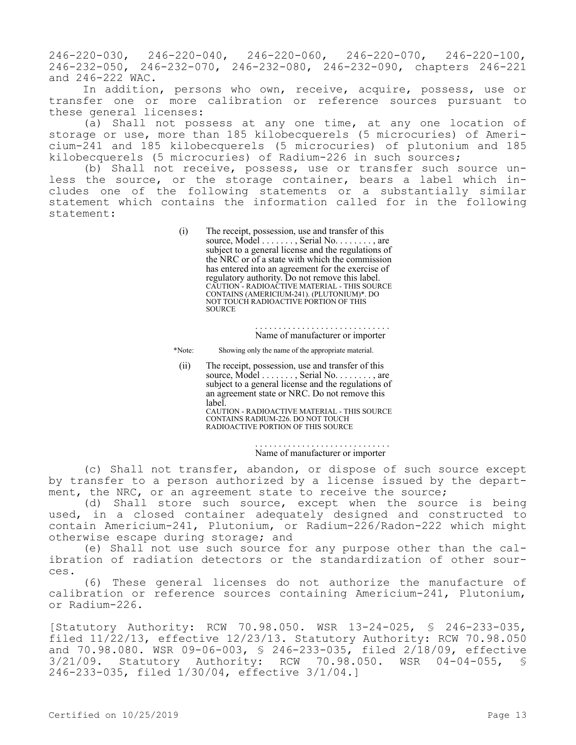246-220-030, 246-220-040, 246-220-060, 246-220-070, 246-220-100, 246-232-050, 246-232-070, 246-232-080, 246-232-090, chapters 246-221 and 246-222 WAC.

In addition, persons who own, receive, acquire, possess, use or transfer one or more calibration or reference sources pursuant to these general licenses:

(a) Shall not possess at any one time, at any one location of storage or use, more than 185 kilobecquerels (5 microcuries) of Americium-241 and 185 kilobecquerels (5 microcuries) of plutonium and 185 kilobecquerels (5 microcuries) of Radium-226 in such sources;

(b) Shall not receive, possess, use or transfer such source unless the source, or the storage container, bears a label which includes one of the following statements or a substantially similar statement which contains the information called for in the following statement:

(i) The receipt, possession, use and transfer of this source, Model . . . . . . . , Serial No. . . . . . . . , are subject to a general license and the regulations of the NRC or of a state with which the commission has entered into an agreement for the exercise of regulatory authority. Do not remove this label.
CAUTION - RADIOACTIVE MATERIAL - THIS SOURCE CONTAINS (AMERICIUM-241). (PLUTONIUM)*. DO NOT TOUCH RADIOACTIVE PORTION OF THIS SOURCE

. . . . . . . . . . . . . . . . . . . . . . . . . . . .
Name of manufacturer or importer

*Note: Showing only the name of the appropriate material.

(ii) The receipt, possession, use and transfer of this source, Model . . . . . . . , Serial No. . . . . . . . , are subject to a general license and the regulations of an agreement state or NRC. Do not remove this label.
CAUTION - RADIOACTIVE MATERIAL - THIS SOURCE CONTAINS RADIUM-226. DO NOT TOUCH RADIOACTIVE PORTION OF THIS SOURCE

. . . . . . . . . . . . . . . . . . . . . . . . . . . .
Name of manufacturer or importer

(c) Shall not transfer, abandon, or dispose of such source except by transfer to a person authorized by a license issued by the department, the NRC, or an agreement state to receive the source;

(d) Shall store such source, except when the source is being used, in a closed container adequately designed and constructed to contain Americium-241, Plutonium, or Radium-226/Radon-222 which might otherwise escape during storage; and

(e) Shall not use such source for any purpose other than the calibration of radiation detectors or the standardization of other sources.

(6) These general licenses do not authorize the manufacture of calibration or reference sources containing Americium-241, Plutonium, or Radium-226.

[Statutory Authority: RCW 70.98.050. WSR 13-24-025, § 246-233-035, filed 11/22/13, effective 12/23/13. Statutory Authority: RCW 70.98.050 and 70.98.080. WSR 09-06-003, § 246-233-035, filed 2/18/09, effective 3/21/09. Statutory Authority: RCW 70.98.050. WSR 04-04-055, § 246-233-035, filed 1/30/04, effective 3/1/04.]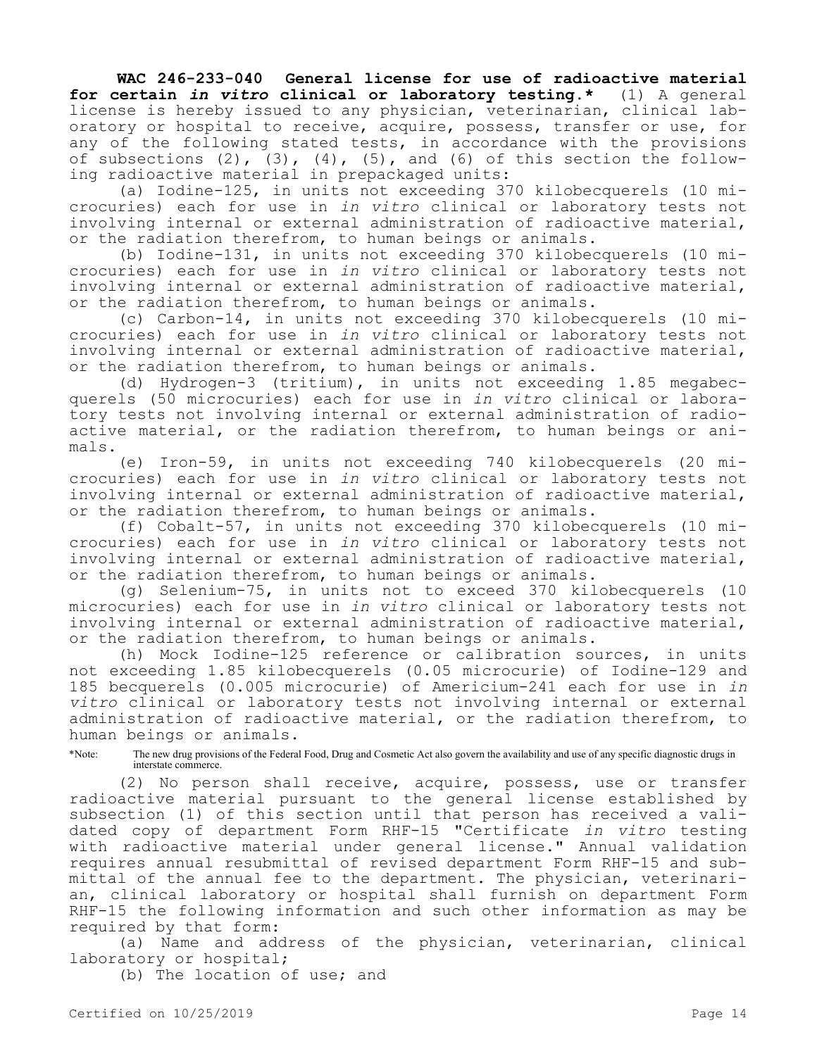**WAC 246-233-040 General license for use of radioactive material for certain *in vitro* clinical or laboratory testing.*** (1) A general license is hereby issued to any physician, veterinarian, clinical laboratory or hospital to receive, acquire, possess, transfer or use, for any of the following stated tests, in accordance with the provisions of subsections (2), (3), (4), (5), and (6) of this section the following radioactive material in prepackaged units:

(a) Iodine-125, in units not exceeding 370 kilobecquerels (10 microcuries) each for use in *in vitro* clinical or laboratory tests not involving internal or external administration of radioactive material, or the radiation therefrom, to human beings or animals.

(b) Iodine-131, in units not exceeding 370 kilobecquerels (10 microcuries) each for use in *in vitro* clinical or laboratory tests not involving internal or external administration of radioactive material, or the radiation therefrom, to human beings or animals.

(c) Carbon-14, in units not exceeding 370 kilobecquerels (10 microcuries) each for use in *in vitro* clinical or laboratory tests not involving internal or external administration of radioactive material, or the radiation therefrom, to human beings or animals.

(d) Hydrogen-3 (tritium), in units not exceeding 1.85 megabecquerels (50 microcuries) each for use in *in vitro* clinical or laboratory tests not involving internal or external administration of radioactive material, or the radiation therefrom, to human beings or animals.

(e) Iron-59, in units not exceeding 740 kilobecquerels (20 microcuries) each for use in *in vitro* clinical or laboratory tests not involving internal or external administration of radioactive material, or the radiation therefrom, to human beings or animals.

(f) Cobalt-57, in units not exceeding 370 kilobecquerels (10 microcuries) each for use in *in vitro* clinical or laboratory tests not involving internal or external administration of radioactive material, or the radiation therefrom, to human beings or animals.

(g) Selenium-75, in units not to exceed 370 kilobecquerels (10 microcuries) each for use in *in vitro* clinical or laboratory tests not involving internal or external administration of radioactive material, or the radiation therefrom, to human beings or animals.

(h) Mock Iodine-125 reference or calibration sources, in units not exceeding 1.85 kilobecquerels (0.05 microcurie) of Iodine-129 and 185 becquerels (0.005 microcurie) of Americium-241 each for use in *in vitro* clinical or laboratory tests not involving internal or external administration of radioactive material, or the radiation therefrom, to human beings or animals.

*Note: The new drug provisions of the Federal Food, Drug and Cosmetic Act also govern the availability and use of any specific diagnostic drugs in interstate commerce.

(2) No person shall receive, acquire, possess, use or transfer radioactive material pursuant to the general license established by subsection (1) of this section until that person has received a validated copy of department Form RHF-15 "Certificate *in vitro* testing with radioactive material under general license." Annual validation requires annual resubmittal of revised department Form RHF-15 and submittal of the annual fee to the department. The physician, veterinarian, clinical laboratory or hospital shall furnish on department Form RHF-15 the following information and such other information as may be required by that form:

(a) Name and address of the physician, veterinarian, clinical laboratory or hospital;

(b) The location of use; and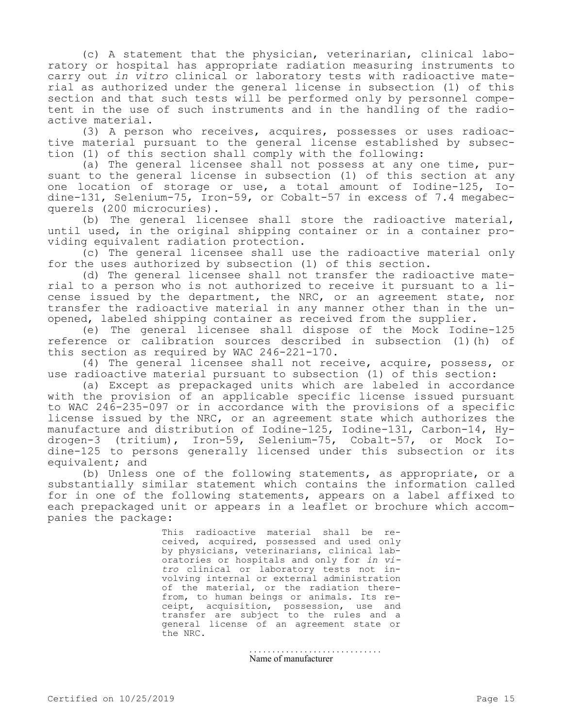(c) A statement that the physician, veterinarian, clinical laboratory or hospital has appropriate radiation measuring instruments to carry out *in vitro* clinical or laboratory tests with radioactive material as authorized under the general license in subsection (1) of this section and that such tests will be performed only by personnel competent in the use of such instruments and in the handling of the radioactive material.

(3) A person who receives, acquires, possesses or uses radioactive material pursuant to the general license established by subsection (1) of this section shall comply with the following:

(a) The general licensee shall not possess at any one time, pursuant to the general license in subsection (1) of this section at any one location of storage or use, a total amount of Iodine-125, Iodine-131, Selenium-75, Iron-59, or Cobalt-57 in excess of 7.4 megabecquerels (200 microcuries).

(b) The general licensee shall store the radioactive material, until used, in the original shipping container or in a container providing equivalent radiation protection.

(c) The general licensee shall use the radioactive material only for the uses authorized by subsection (1) of this section.

(d) The general licensee shall not transfer the radioactive material to a person who is not authorized to receive it pursuant to a license issued by the department, the NRC, or an agreement state, nor transfer the radioactive material in any manner other than in the unopened, labeled shipping container as received from the supplier.

(e) The general licensee shall dispose of the Mock Iodine-125 reference or calibration sources described in subsection (1)(h) of this section as required by WAC 246-221-170.

(4) The general licensee shall not receive, acquire, possess, or use radioactive material pursuant to subsection (1) of this section:

(a) Except as prepackaged units which are labeled in accordance with the provision of an applicable specific license issued pursuant to WAC 246-235-097 or in accordance with the provisions of a specific license issued by the NRC, or an agreement state which authorizes the manufacture and distribution of Iodine-125, Iodine-131, Carbon-14, Hydrogen-3 (tritium), Iron-59, Selenium-75, Cobalt-57, or Mock Iodine-125 to persons generally licensed under this subsection or its equivalent; and

(b) Unless one of the following statements, as appropriate, or a substantially similar statement which contains the information called for in one of the following statements, appears on a label affixed to each prepackaged unit or appears in a leaflet or brochure which accompanies the package:

> This radioactive material shall be received, acquired, possessed and used only by physicians, veterinarians, clinical laboratories or hospitals and only for *in vitro* clinical or laboratory tests not involving internal or external administration of the material, or the radiation therefrom, to human beings or animals. Its receipt, acquisition, possession, use and transfer are subject to the rules and a general license of an agreement state or the NRC.
>
> ............................
> Name of manufacturer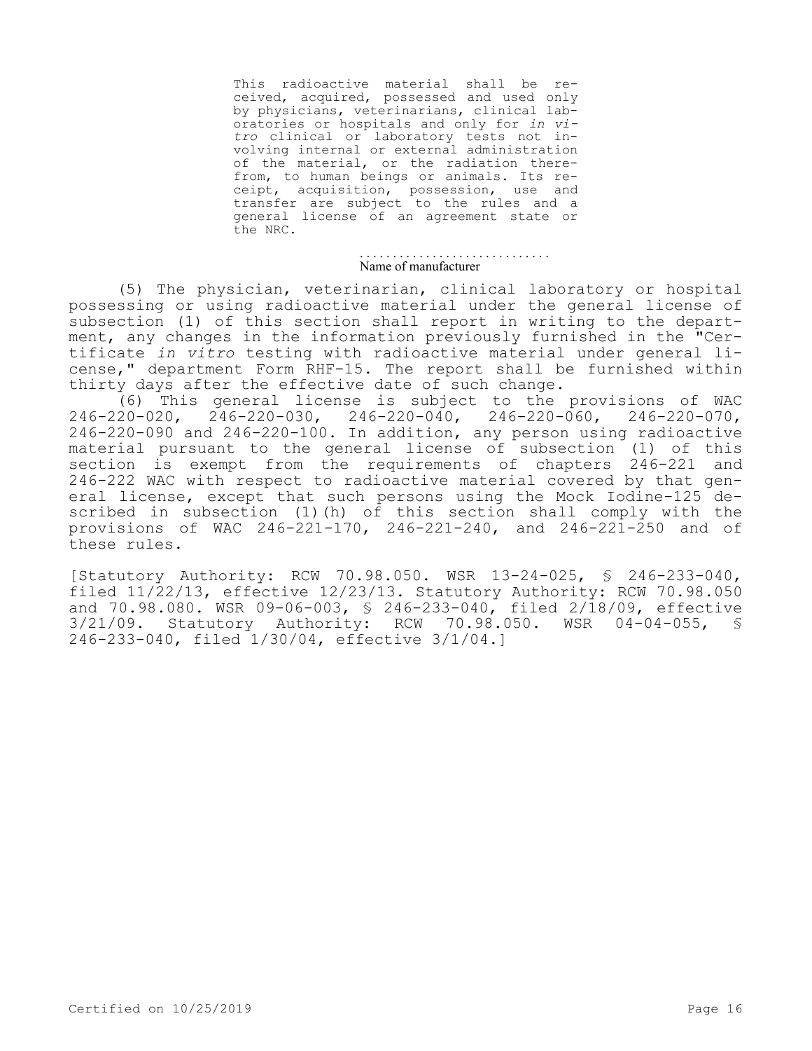> This radioactive material shall be received, acquired, possessed and used only by physicians, veterinarians, clinical laboratories or hospitals and only for *in vitro* clinical or laboratory tests not involving internal or external administration of the material, or the radiation therefrom, to human beings or animals. Its receipt, acquisition, possession, use and transfer are subject to the rules and a general license of an agreement state or the NRC.
>
> ............................
> Name of manufacturer

(5) The physician, veterinarian, clinical laboratory or hospital possessing or using radioactive material under the general license of subsection (1) of this section shall report in writing to the department, any changes in the information previously furnished in the "Certificate *in vitro* testing with radioactive material under general license," department Form RHF-15. The report shall be furnished within thirty days after the effective date of such change.

(6) This general license is subject to the provisions of WAC 246-220-020, 246-220-030, 246-220-040, 246-220-060, 246-220-070, 246-220-090 and 246-220-100. In addition, any person using radioactive material pursuant to the general license of subsection (1) of this section is exempt from the requirements of chapters 246-221 and 246-222 WAC with respect to radioactive material covered by that general license, except that such persons using the Mock Iodine-125 described in subsection (1)(h) of this section shall comply with the provisions of WAC 246-221-170, 246-221-240, and 246-221-250 and of these rules.

[Statutory Authority: RCW 70.98.050. WSR 13-24-025, § 246-233-040, filed 11/22/13, effective 12/23/13. Statutory Authority: RCW 70.98.050 and 70.98.080. WSR 09-06-003, § 246-233-040, filed 2/18/09, effective 3/21/09. Statutory Authority: RCW 70.98.050. WSR 04-04-055, § 246-233-040, filed 1/30/04, effective 3/1/04.]